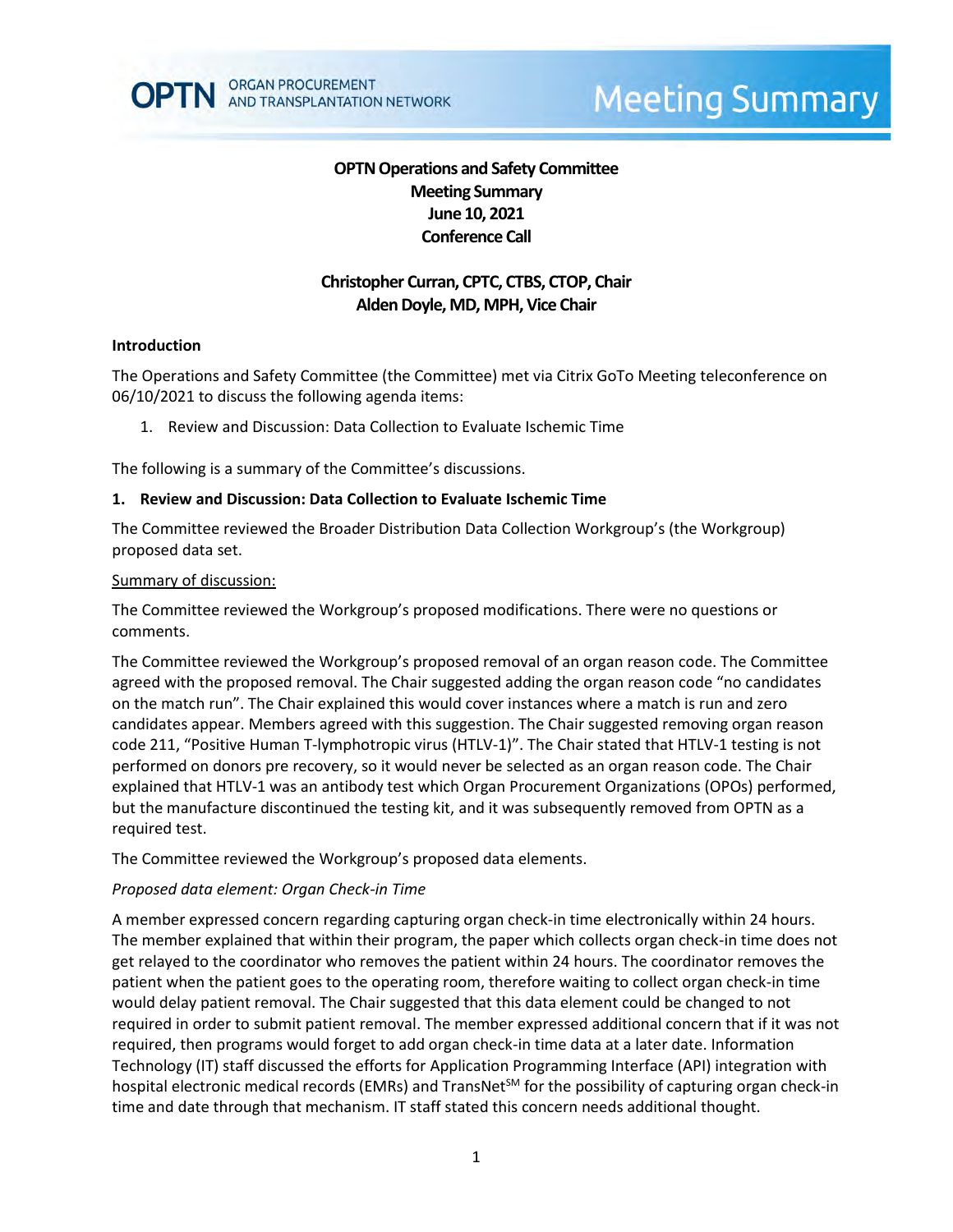OPTN ORGAN PROCUREMENT AND TRANSPLANTATION NETWORK

# Meeting Summary

**OPTN Operations and Safety Committee**
**Meeting Summary**
**June 10, 2021**
**Conference Call**

**Christopher Curran, CPTC, CTBS, CTOP, Chair**
**Alden Doyle, MD, MPH, Vice Chair**

## Introduction

The Operations and Safety Committee (the Committee) met via Citrix GoTo Meeting teleconference on 06/10/2021 to discuss the following agenda items:

1. Review and Discussion: Data Collection to Evaluate Ischemic Time

The following is a summary of the Committee's discussions.

## 1. Review and Discussion: Data Collection to Evaluate Ischemic Time

The Committee reviewed the Broader Distribution Data Collection Workgroup's (the Workgroup) proposed data set.

Summary of discussion:

The Committee reviewed the Workgroup's proposed modifications. There were no questions or comments.

The Committee reviewed the Workgroup's proposed removal of an organ reason code. The Committee agreed with the proposed removal. The Chair suggested adding the organ reason code "no candidates on the match run". The Chair explained this would cover instances where a match is run and zero candidates appear. Members agreed with this suggestion. The Chair suggested removing organ reason code 211, "Positive Human T-lymphotropic virus (HTLV-1)". The Chair stated that HTLV-1 testing is not performed on donors pre recovery, so it would never be selected as an organ reason code. The Chair explained that HTLV-1 was an antibody test which Organ Procurement Organizations (OPOs) performed, but the manufacture discontinued the testing kit, and it was subsequently removed from OPTN as a required test.

The Committee reviewed the Workgroup's proposed data elements.

*Proposed data element: Organ Check-in Time*

A member expressed concern regarding capturing organ check-in time electronically within 24 hours. The member explained that within their program, the paper which collects organ check-in time does not get relayed to the coordinator who removes the patient within 24 hours. The coordinator removes the patient when the patient goes to the operating room, therefore waiting to collect organ check-in time would delay patient removal. The Chair suggested that this data element could be changed to not required in order to submit patient removal. The member expressed additional concern that if it was not required, then programs would forget to add organ check-in time data at a later date. Information Technology (IT) staff discussed the efforts for Application Programming Interface (API) integration with hospital electronic medical records (EMRs) and TransNet[SM] for the possibility of capturing organ check-in time and date through that mechanism. IT staff stated this concern needs additional thought.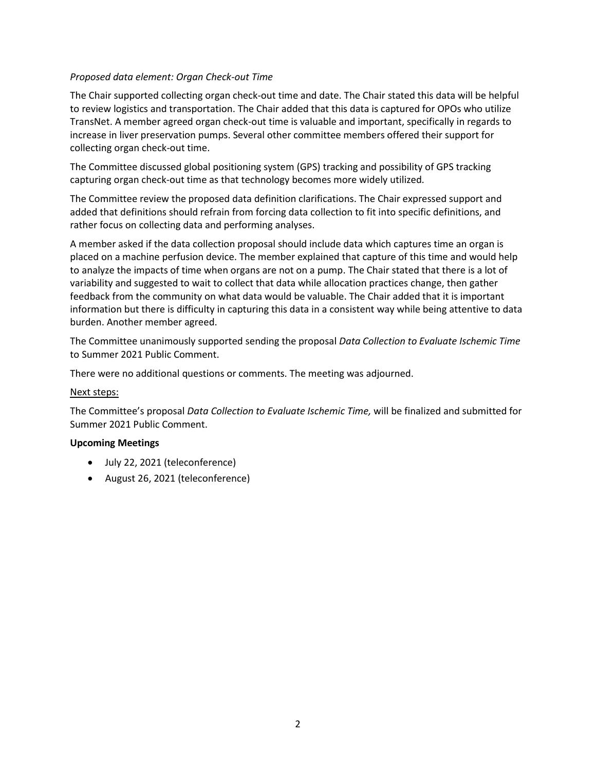*Proposed data element: Organ Check-out Time*

The Chair supported collecting organ check-out time and date. The Chair stated this data will be helpful to review logistics and transportation. The Chair added that this data is captured for OPOs who utilize TransNet. A member agreed organ check-out time is valuable and important, specifically in regards to increase in liver preservation pumps. Several other committee members offered their support for collecting organ check-out time.

The Committee discussed global positioning system (GPS) tracking and possibility of GPS tracking capturing organ check-out time as that technology becomes more widely utilized.

The Committee review the proposed data definition clarifications. The Chair expressed support and added that definitions should refrain from forcing data collection to fit into specific definitions, and rather focus on collecting data and performing analyses.

A member asked if the data collection proposal should include data which captures time an organ is placed on a machine perfusion device. The member explained that capture of this time and would help to analyze the impacts of time when organs are not on a pump. The Chair stated that there is a lot of variability and suggested to wait to collect that data while allocation practices change, then gather feedback from the community on what data would be valuable. The Chair added that it is important information but there is difficulty in capturing this data in a consistent way while being attentive to data burden. Another member agreed.

The Committee unanimously supported sending the proposal *Data Collection to Evaluate Ischemic Time* to Summer 2021 Public Comment.

There were no additional questions or comments. The meeting was adjourned.

<u>Next steps:</u>

The Committee's proposal *Data Collection to Evaluate Ischemic Time,* will be finalized and submitted for Summer 2021 Public Comment.

**Upcoming Meetings**

- July 22, 2021 (teleconference)
- August 26, 2021 (teleconference)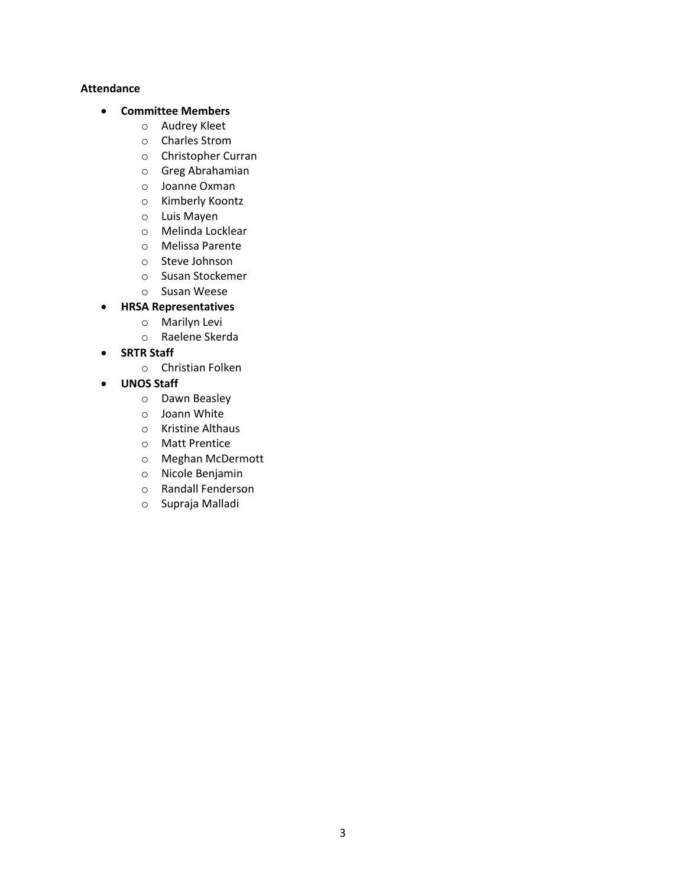**Attendance**

- **Committee Members**
    - Audrey Kleet
    - Charles Strom
    - Christopher Curran
    - Greg Abrahamian
    - Joanne Oxman
    - Kimberly Koontz
    - Luis Mayen
    - Melinda Locklear
    - Melissa Parente
    - Steve Johnson
    - Susan Stockemer
    - Susan Weese
- **HRSA Representatives**
    - Marilyn Levi
    - Raelene Skerda
- **SRTR Staff**
    - Christian Folken
- **UNOS Staff**
    - Dawn Beasley
    - Joann White
    - Kristine Althaus
    - Matt Prentice
    - Meghan McDermott
    - Nicole Benjamin
    - Randall Fenderson
    - Supraja Malladi